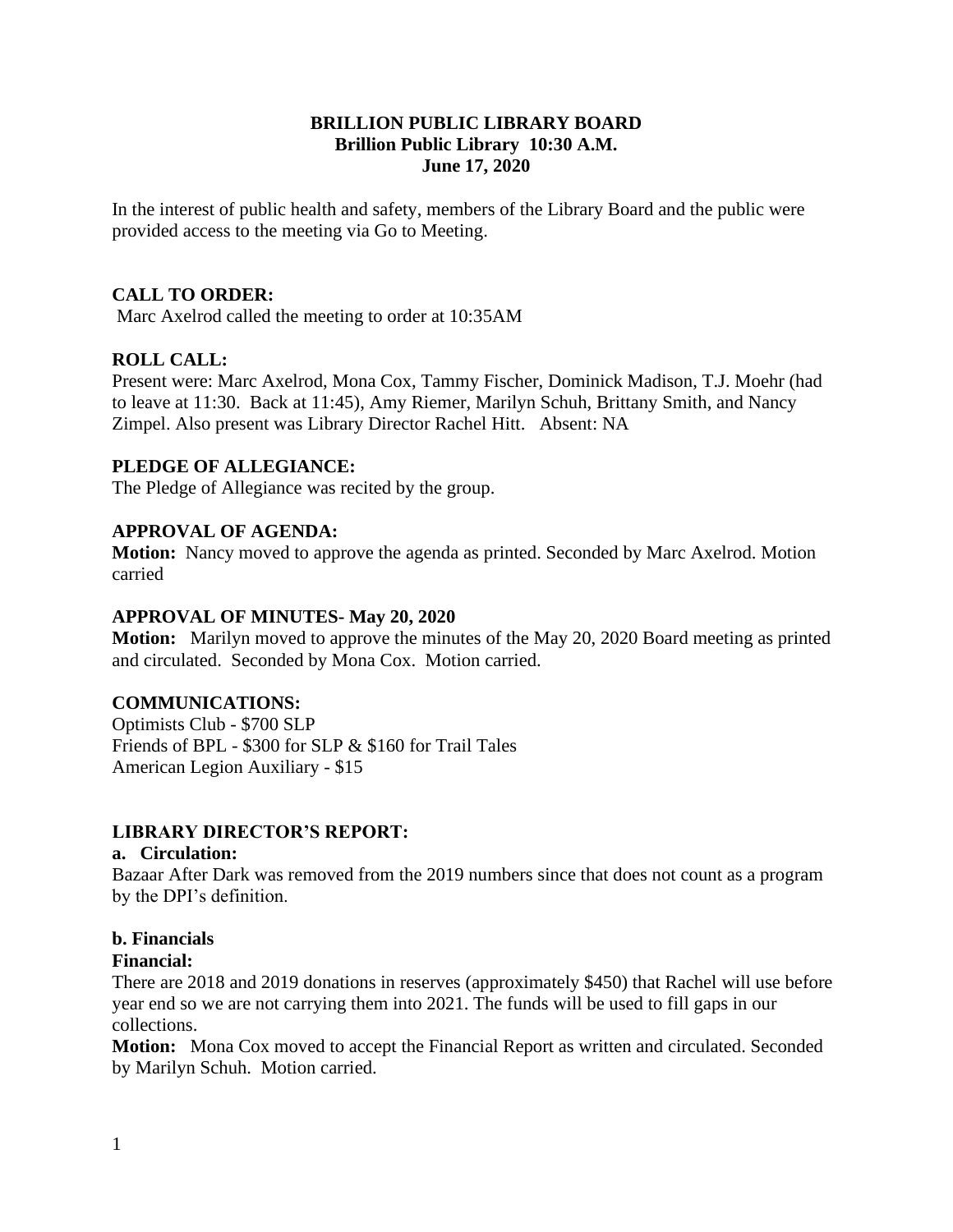**BRILLION PUBLIC LIBRARY BOARD**
**Brillion Public Library 10:30 A.M.**
**June 17, 2020**

In the interest of public health and safety, members of the Library Board and the public were provided access to the meeting via Go to Meeting.

### CALL TO ORDER:

Marc Axelrod called the meeting to order at 10:35AM

### ROLL CALL:

Present were: Marc Axelrod, Mona Cox, Tammy Fischer, Dominick Madison, T.J. Moehr (had to leave at 11:30. Back at 11:45), Amy Riemer, Marilyn Schuh, Brittany Smith, and Nancy Zimpel. Also present was Library Director Rachel Hitt. Absent: NA

### PLEDGE OF ALLEGIANCE:

The Pledge of Allegiance was recited by the group.

### APPROVAL OF AGENDA:

**Motion:** Nancy moved to approve the agenda as printed. Seconded by Marc Axelrod. Motion carried

### APPROVAL OF MINUTES- May 20, 2020

**Motion:** Marilyn moved to approve the minutes of the May 20, 2020 Board meeting as printed and circulated. Seconded by Mona Cox. Motion carried.

### COMMUNICATIONS:

Optimists Club - $700 SLP
Friends of BPL - $300 for SLP & $160 for Trail Tales
American Legion Auxiliary - $15

### LIBRARY DIRECTOR'S REPORT:

**a. Circulation:**

Bazaar After Dark was removed from the 2019 numbers since that does not count as a program by the DPI's definition.

**b. Financials**

**Financial:**

There are 2018 and 2019 donations in reserves (approximately $450) that Rachel will use before year end so we are not carrying them into 2021. The funds will be used to fill gaps in our collections.

**Motion:** Mona Cox moved to accept the Financial Report as written and circulated. Seconded by Marilyn Schuh. Motion carried.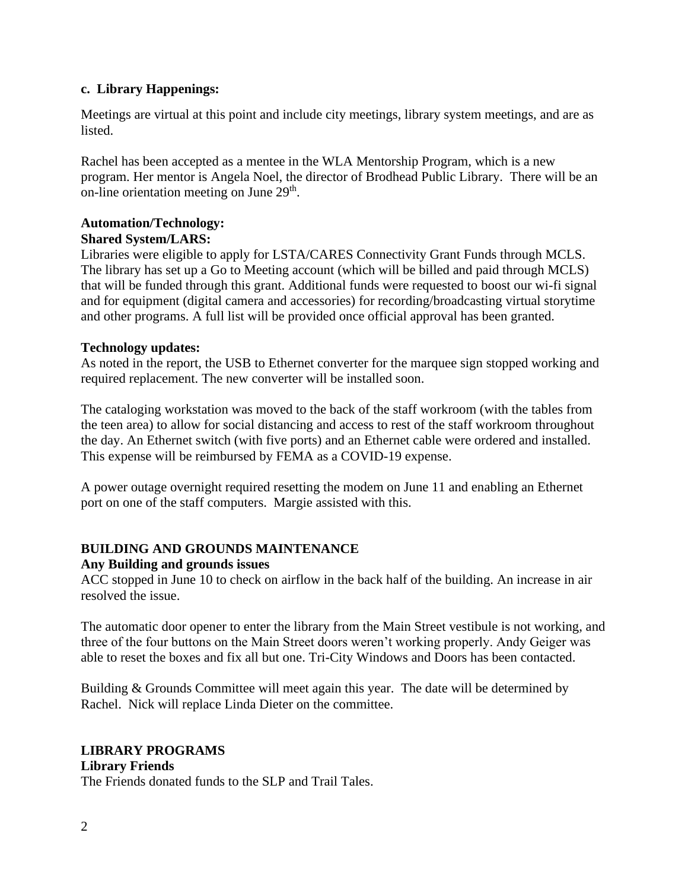**c. Library Happenings:**

Meetings are virtual at this point and include city meetings, library system meetings, and are as listed.

Rachel has been accepted as a mentee in the WLA Mentorship Program, which is a new program. Her mentor is Angela Noel, the director of Brodhead Public Library. There will be an on-line orientation meeting on June 29th.

**Automation/Technology:**

**Shared System/LARS:**

Libraries were eligible to apply for LSTA/CARES Connectivity Grant Funds through MCLS. The library has set up a Go to Meeting account (which will be billed and paid through MCLS) that will be funded through this grant. Additional funds were requested to boost our wi-fi signal and for equipment (digital camera and accessories) for recording/broadcasting virtual storytime and other programs. A full list will be provided once official approval has been granted.

**Technology updates:**

As noted in the report, the USB to Ethernet converter for the marquee sign stopped working and required replacement. The new converter will be installed soon.

The cataloging workstation was moved to the back of the staff workroom (with the tables from the teen area) to allow for social distancing and access to rest of the staff workroom throughout the day. An Ethernet switch (with five ports) and an Ethernet cable were ordered and installed. This expense will be reimbursed by FEMA as a COVID-19 expense.

A power outage overnight required resetting the modem on June 11 and enabling an Ethernet port on one of the staff computers. Margie assisted with this.

**BUILDING AND GROUNDS MAINTENANCE**

**Any Building and grounds issues**

ACC stopped in June 10 to check on airflow in the back half of the building. An increase in air resolved the issue.

The automatic door opener to enter the library from the Main Street vestibule is not working, and three of the four buttons on the Main Street doors weren't working properly. Andy Geiger was able to reset the boxes and fix all but one. Tri-City Windows and Doors has been contacted.

Building & Grounds Committee will meet again this year. The date will be determined by Rachel. Nick will replace Linda Dieter on the committee.

**LIBRARY PROGRAMS**

**Library Friends**

The Friends donated funds to the SLP and Trail Tales.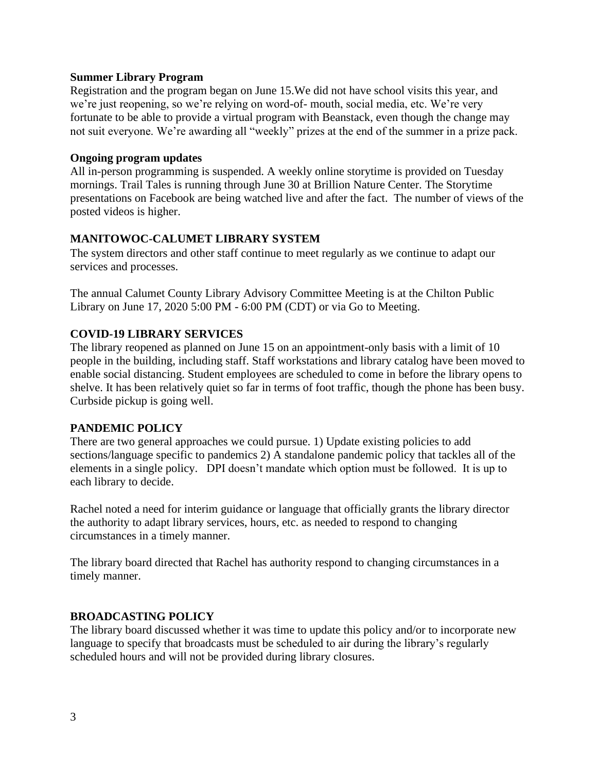**Summer Library Program**

Registration and the program began on June 15.We did not have school visits this year, and we're just reopening, so we're relying on word-of- mouth, social media, etc. We're very fortunate to be able to provide a virtual program with Beanstack, even though the change may not suit everyone. We're awarding all "weekly" prizes at the end of the summer in a prize pack.

**Ongoing program updates**

All in-person programming is suspended. A weekly online storytime is provided on Tuesday mornings. Trail Tales is running through June 30 at Brillion Nature Center. The Storytime presentations on Facebook are being watched live and after the fact. The number of views of the posted videos is higher.

## MANITOWOC-CALUMET LIBRARY SYSTEM

The system directors and other staff continue to meet regularly as we continue to adapt our services and processes.

The annual Calumet County Library Advisory Committee Meeting is at the Chilton Public Library on June 17, 2020 5:00 PM - 6:00 PM (CDT) or via Go to Meeting.

## COVID-19 LIBRARY SERVICES

The library reopened as planned on June 15 on an appointment-only basis with a limit of 10 people in the building, including staff. Staff workstations and library catalog have been moved to enable social distancing. Student employees are scheduled to come in before the library opens to shelve. It has been relatively quiet so far in terms of foot traffic, though the phone has been busy. Curbside pickup is going well.

## PANDEMIC POLICY

There are two general approaches we could pursue. 1) Update existing policies to add sections/language specific to pandemics 2) A standalone pandemic policy that tackles all of the elements in a single policy. DPI doesn't mandate which option must be followed. It is up to each library to decide.

Rachel noted a need for interim guidance or language that officially grants the library director the authority to adapt library services, hours, etc. as needed to respond to changing circumstances in a timely manner.

The library board directed that Rachel has authority respond to changing circumstances in a timely manner.

## BROADCASTING POLICY

The library board discussed whether it was time to update this policy and/or to incorporate new language to specify that broadcasts must be scheduled to air during the library's regularly scheduled hours and will not be provided during library closures.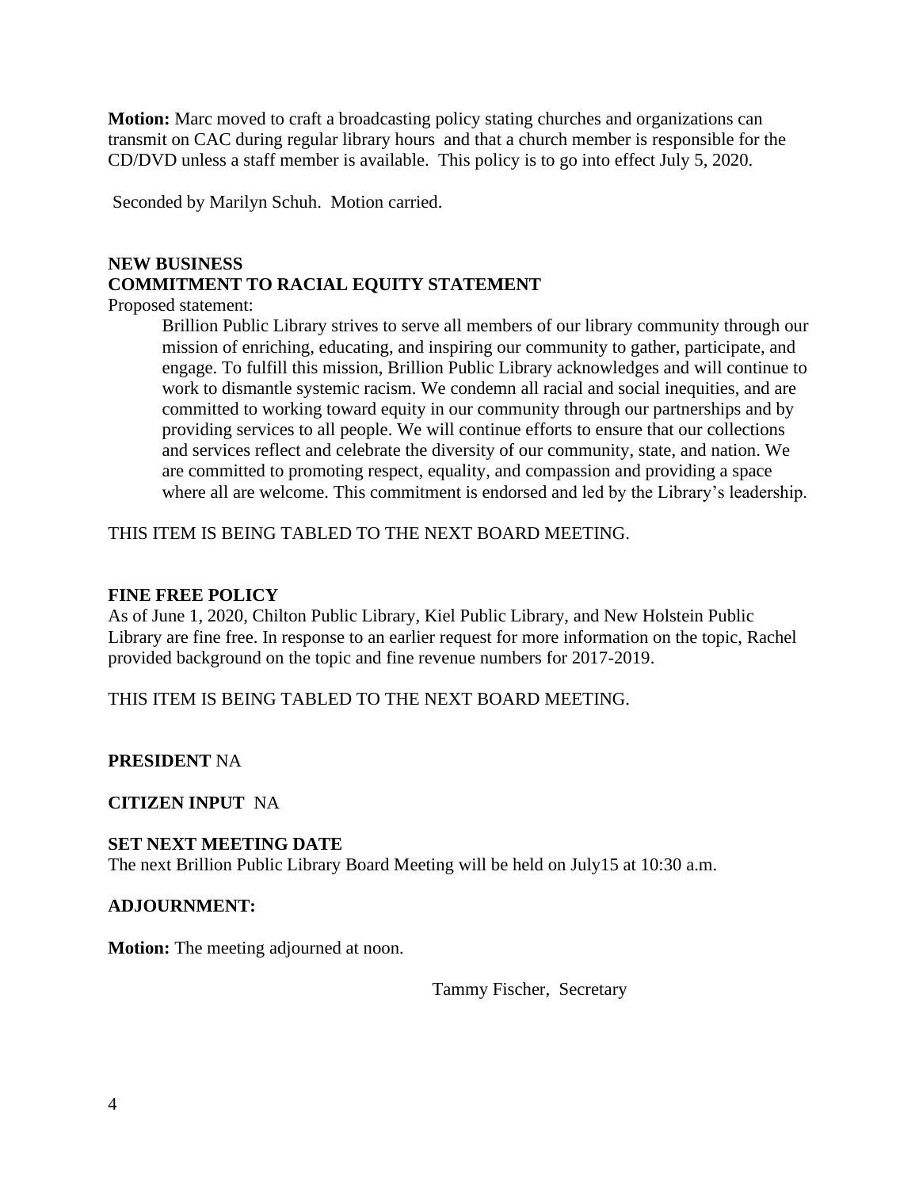**Motion:** Marc moved to craft a broadcasting policy stating churches and organizations can transmit on CAC during regular library hours and that a church member is responsible for the CD/DVD unless a staff member is available. This policy is to go into effect July 5, 2020.

Seconded by Marilyn Schuh. Motion carried.

**NEW BUSINESS**

**COMMITMENT TO RACIAL EQUITY STATEMENT**

Proposed statement:

> Brillion Public Library strives to serve all members of our library community through our mission of enriching, educating, and inspiring our community to gather, participate, and engage. To fulfill this mission, Brillion Public Library acknowledges and will continue to work to dismantle systemic racism. We condemn all racial and social inequities, and are committed to working toward equity in our community through our partnerships and by providing services to all people. We will continue efforts to ensure that our collections and services reflect and celebrate the diversity of our community, state, and nation. We are committed to promoting respect, equality, and compassion and providing a space where all are welcome. This commitment is endorsed and led by the Library's leadership.

THIS ITEM IS BEING TABLED TO THE NEXT BOARD MEETING.

**FINE FREE POLICY**

As of June 1, 2020, Chilton Public Library, Kiel Public Library, and New Holstein Public Library are fine free. In response to an earlier request for more information on the topic, Rachel provided background on the topic and fine revenue numbers for 2017-2019.

THIS ITEM IS BEING TABLED TO THE NEXT BOARD MEETING.

**PRESIDENT** NA

**CITIZEN INPUT** NA

**SET NEXT MEETING DATE**

The next Brillion Public Library Board Meeting will be held on July15 at 10:30 a.m.

**ADJOURNMENT:**

**Motion:** The meeting adjourned at noon.

Tammy Fischer, Secretary